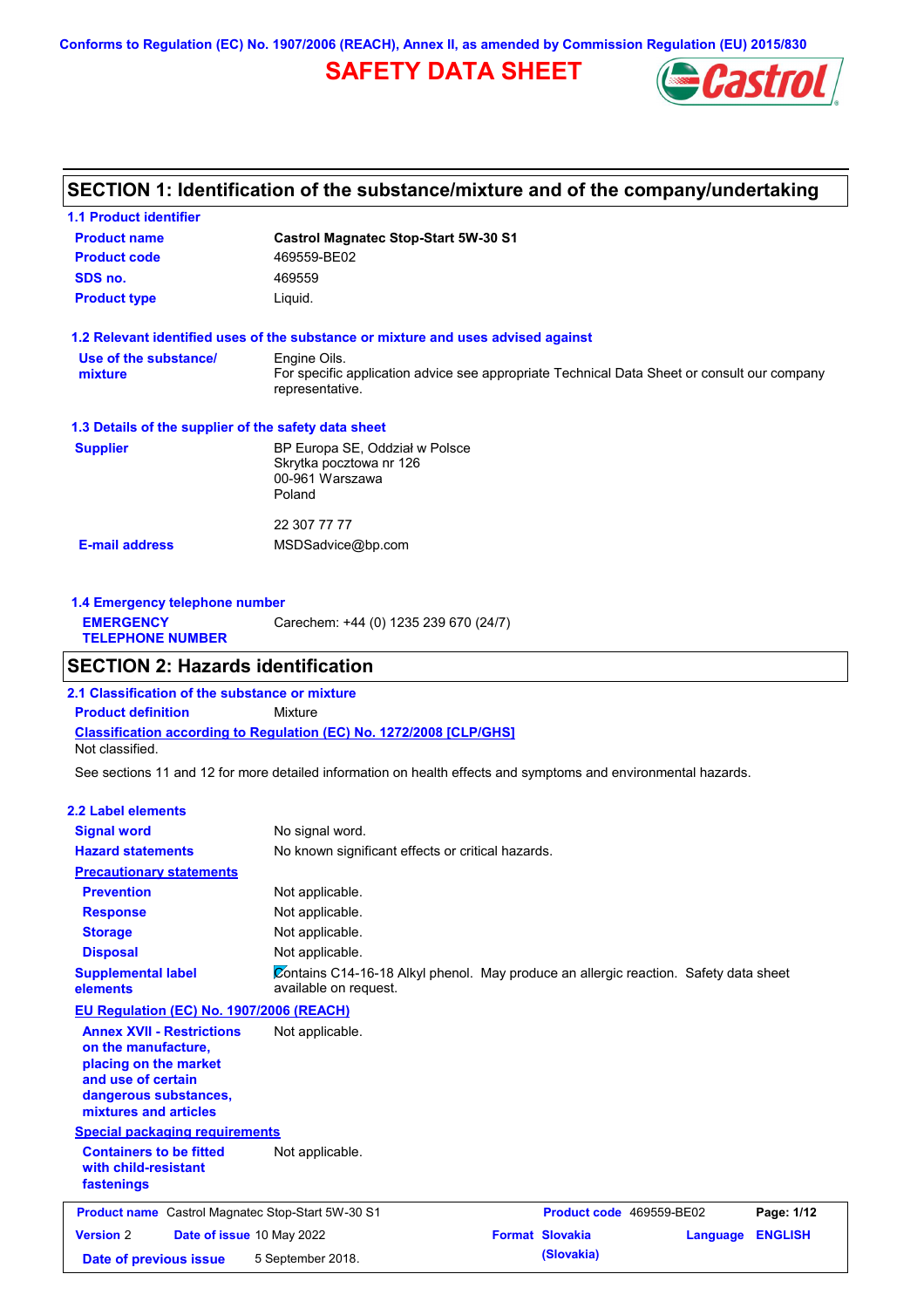Conforms to Regulation (EC) No. 1907/2006 (REACH), Annex II, as amended by Commission Regulation (EU) 2015/830

# SAFETY DATA SHEET

## SECTION 1: Identification of the substance/mixture and of the company/undertaking

### 1.1 Product identifier

| | |
|---|---|
| **Product name** | **Castrol Magnatec Stop-Start 5W-30 S1** |
| **Product code** | 469559-BE02 |
| **SDS no.** | 469559 |
| **Product type** | Liquid. |

### 1.2 Relevant identified uses of the substance or mixture and uses advised against

| | |
|---|---|
| **Use of the substance/ mixture** | Engine Oils. For specific application advice see appropriate Technical Data Sheet or consult our company representative. |

### 1.3 Details of the supplier of the safety data sheet

| | |
|---|---|
| **Supplier** | BP Europa SE, Oddział w Polsce<br>Skrytka pocztowa nr 126<br>00-961 Warszawa<br>Poland<br><br>22 307 77 77 |
| **E-mail address** | MSDSadvice@bp.com |

### 1.4 Emergency telephone number

| | |
|---|---|
| **EMERGENCY TELEPHONE NUMBER** | Carechem: +44 (0) 1235 239 670 (24/7) |

## SECTION 2: Hazards identification

### 2.1 Classification of the substance or mixture

**Product definition** Mixture

**Classification according to Regulation (EC) No. 1272/2008 [CLP/GHS]**

Not classified.

See sections 11 and 12 for more detailed information on health effects and symptoms and environmental hazards.

### 2.2 Label elements

| | |
|---|---|
| **Signal word** | No signal word. |
| **Hazard statements** | No known significant effects or critical hazards. |

**Precautionary statements**

| | |
|---|---|
| **Prevention** | Not applicable. |
| **Response** | Not applicable. |
| **Storage** | Not applicable. |
| **Disposal** | Not applicable. |
| **Supplemental label elements** | Contains C14-16-18 Alkyl phenol. May produce an allergic reaction. Safety data sheet available on request. |

**EU Regulation (EC) No. 1907/2006 (REACH)**

| | |
|---|---|
| **Annex XVII - Restrictions on the manufacture, placing on the market and use of certain dangerous substances, mixtures and articles** | Not applicable. |

**Special packaging requirements**

| | |
|---|---|
| **Containers to be fitted with child-resistant fastenings** | Not applicable. |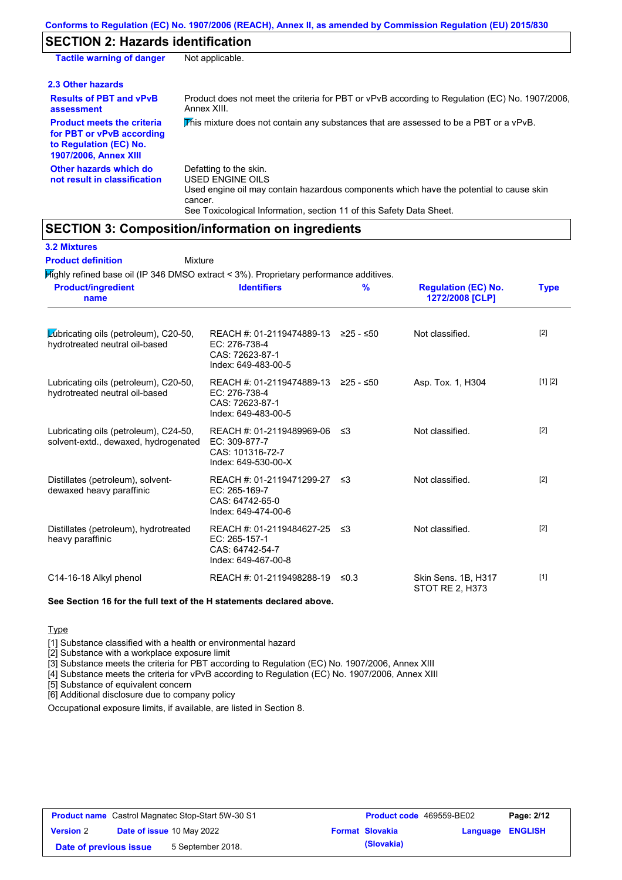## SECTION 2: Hazards identification

| | |
|---|---|
| **Tactile warning of danger** | Not applicable. |

### 2.3 Other hazards

| | |
|---|---|
| **Results of PBT and vPvB assessment** | Product does not meet the criteria for PBT or vPvB according to Regulation (EC) No. 1907/2006, Annex XIII. |
| **Product meets the criteria for PBT or vPvB according to Regulation (EC) No. 1907/2006, Annex XIII** | This mixture does not contain any substances that are assessed to be a PBT or a vPvB. |
| **Other hazards which do not result in classification** | Defatting to the skin.<br>USED ENGINE OILS<br>Used engine oil may contain hazardous components which have the potential to cause skin cancer.<br>See Toxicological Information, section 11 of this Safety Data Sheet. |

## SECTION 3: Composition/information on ingredients

### 3.2 Mixtures

**Product definition** Mixture

Highly refined base oil (IP 346 DMSO extract < 3%). Proprietary performance additives.

| Product/ingredient name | Identifiers | % | Regulation (EC) No. 1272/2008 [CLP] | Type |
|---|---|---|---|---|
| Lubricating oils (petroleum), C20-50, hydrotreated neutral oil-based | REACH #: 01-2119474889-13<br>EC: 276-738-4<br>CAS: 72623-87-1<br>Index: 649-483-00-5 | ≥25 - ≤50 | Not classified. | [2] |
| Lubricating oils (petroleum), C20-50, hydrotreated neutral oil-based | REACH #: 01-2119474889-13<br>EC: 276-738-4<br>CAS: 72623-87-1<br>Index: 649-483-00-5 | ≥25 - ≤50 | Asp. Tox. 1, H304 | [1] [2] |
| Lubricating oils (petroleum), C24-50, solvent-extd., dewaxed, hydrogenated | REACH #: 01-2119489969-06<br>EC: 309-877-7<br>CAS: 101316-72-7<br>Index: 649-530-00-X | ≤3 | Not classified. | [2] |
| Distillates (petroleum), solvent-dewaxed heavy paraffinic | REACH #: 01-2119471299-27<br>EC: 265-169-7<br>CAS: 64742-65-0<br>Index: 649-474-00-6 | ≤3 | Not classified. | [2] |
| Distillates (petroleum), hydrotreated heavy paraffinic | REACH #: 01-2119484627-25<br>EC: 265-157-1<br>CAS: 64742-54-7<br>Index: 649-467-00-8 | ≤3 | Not classified. | [2] |
| C14-16-18 Alkyl phenol | REACH #: 01-2119498288-19 | ≤0.3 | Skin Sens. 1B, H317<br>STOT RE 2, H373 | [1] |

**See Section 16 for the full text of the H statements declared above.**

Type

[1] Substance classified with a health or environmental hazard
[2] Substance with a workplace exposure limit
[3] Substance meets the criteria for PBT according to Regulation (EC) No. 1907/2006, Annex XIII
[4] Substance meets the criteria for vPvB according to Regulation (EC) No. 1907/2006, Annex XIII
[5] Substance of equivalent concern
[6] Additional disclosure due to company policy

Occupational exposure limits, if available, are listed in Section 8.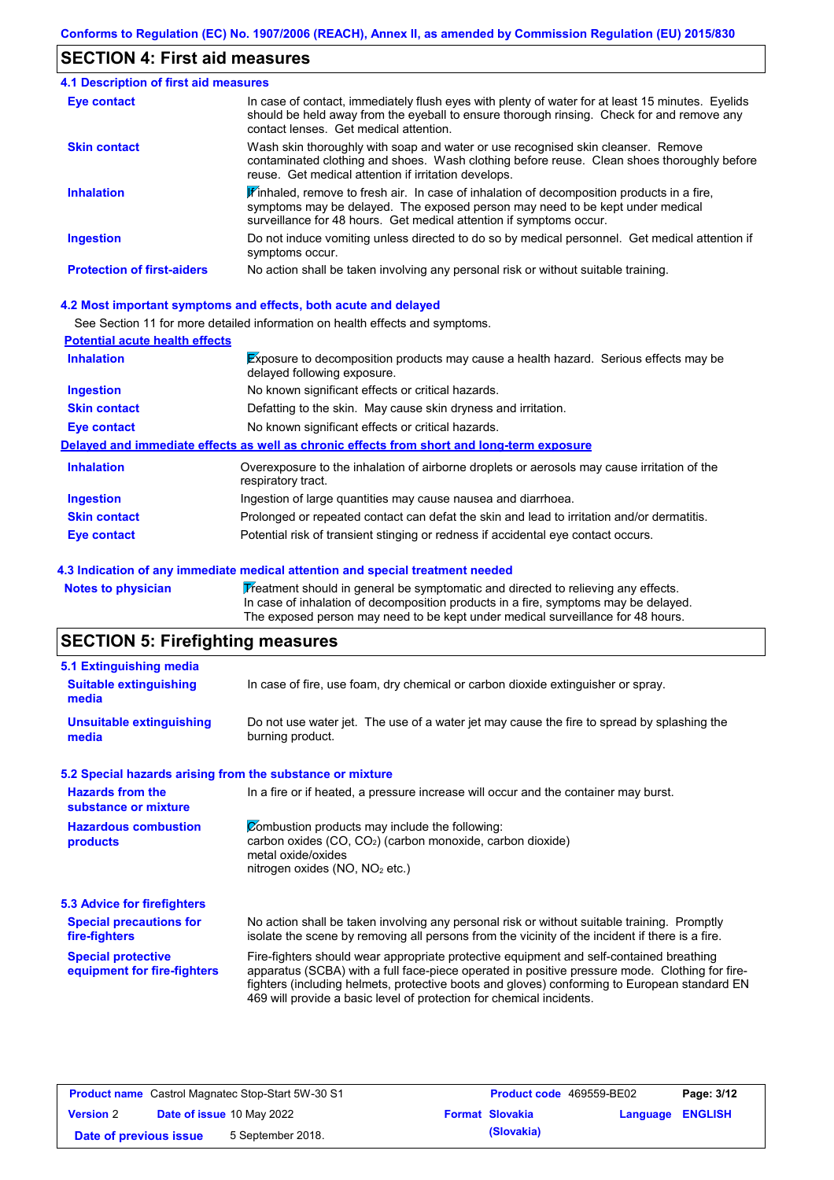Conforms to Regulation (EC) No. 1907/2006 (REACH), Annex II, as amended by Commission Regulation (EU) 2015/830

## SECTION 4: First aid measures

### 4.1 Description of first aid measures

| | |
|---|---|
| **Eye contact** | In case of contact, immediately flush eyes with plenty of water for at least 15 minutes. Eyelids should be held away from the eyeball to ensure thorough rinsing. Check for and remove any contact lenses. Get medical attention. |
| **Skin contact** | Wash skin thoroughly with soap and water or use recognised skin cleanser. Remove contaminated clothing and shoes. Wash clothing before reuse. Clean shoes thoroughly before reuse. Get medical attention if irritation develops. |
| **Inhalation** | If inhaled, remove to fresh air. In case of inhalation of decomposition products in a fire, symptoms may be delayed. The exposed person may need to be kept under medical surveillance for 48 hours. Get medical attention if symptoms occur. |
| **Ingestion** | Do not induce vomiting unless directed to do so by medical personnel. Get medical attention if symptoms occur. |
| **Protection of first-aiders** | No action shall be taken involving any personal risk or without suitable training. |

### 4.2 Most important symptoms and effects, both acute and delayed

See Section 11 for more detailed information on health effects and symptoms.

**Potential acute health effects**

| | |
|---|---|
| **Inhalation** | Exposure to decomposition products may cause a health hazard. Serious effects may be delayed following exposure. |
| **Ingestion** | No known significant effects or critical hazards. |
| **Skin contact** | Defatting to the skin. May cause skin dryness and irritation. |
| **Eye contact** | No known significant effects or critical hazards. |

**Delayed and immediate effects as well as chronic effects from short and long-term exposure**

| | |
|---|---|
| **Inhalation** | Overexposure to the inhalation of airborne droplets or aerosols may cause irritation of the respiratory tract. |
| **Ingestion** | Ingestion of large quantities may cause nausea and diarrhoea. |
| **Skin contact** | Prolonged or repeated contact can defat the skin and lead to irritation and/or dermatitis. |
| **Eye contact** | Potential risk of transient stinging or redness if accidental eye contact occurs. |

### 4.3 Indication of any immediate medical attention and special treatment needed

| | |
|---|---|
| **Notes to physician** | Treatment should in general be symptomatic and directed to relieving any effects. In case of inhalation of decomposition products in a fire, symptoms may be delayed. The exposed person may need to be kept under medical surveillance for 48 hours. |

## SECTION 5: Firefighting measures

### 5.1 Extinguishing media

| | |
|---|---|
| **Suitable extinguishing media** | In case of fire, use foam, dry chemical or carbon dioxide extinguisher or spray. |
| **Unsuitable extinguishing media** | Do not use water jet. The use of a water jet may cause the fire to spread by splashing the burning product. |

### 5.2 Special hazards arising from the substance or mixture

| | |
|---|---|
| **Hazards from the substance or mixture** | In a fire or if heated, a pressure increase will occur and the container may burst. |
| **Hazardous combustion products** | Combustion products may include the following:<br>carbon oxides (CO, $CO_2$) (carbon monoxide, carbon dioxide)<br>metal oxide/oxides<br>nitrogen oxides (NO, $NO_2$ etc.) |

### 5.3 Advice for firefighters

| | |
|---|---|
| **Special precautions for fire-fighters** | No action shall be taken involving any personal risk or without suitable training. Promptly isolate the scene by removing all persons from the vicinity of the incident if there is a fire. |
| **Special protective equipment for fire-fighters** | Fire-fighters should wear appropriate protective equipment and self-contained breathing apparatus (SCBA) with a full face-piece operated in positive pressure mode. Clothing for fire-fighters (including helmets, protective boots and gloves) conforming to European standard EN 469 will provide a basic level of protection for chemical incidents. |

| | | | |
|---|---|---|---|
| **Product name** Castrol Magnatec Stop-Start 5W-30 S1 | | **Product code** 469559-BE02 | **Page:** 3/12 |
| **Version** 2 | **Date of issue** 10 May 2022 | **Format** Slovakia (Slovakia) | **Language** ENGLISH |
| **Date of previous issue** | 5 September 2018. | | |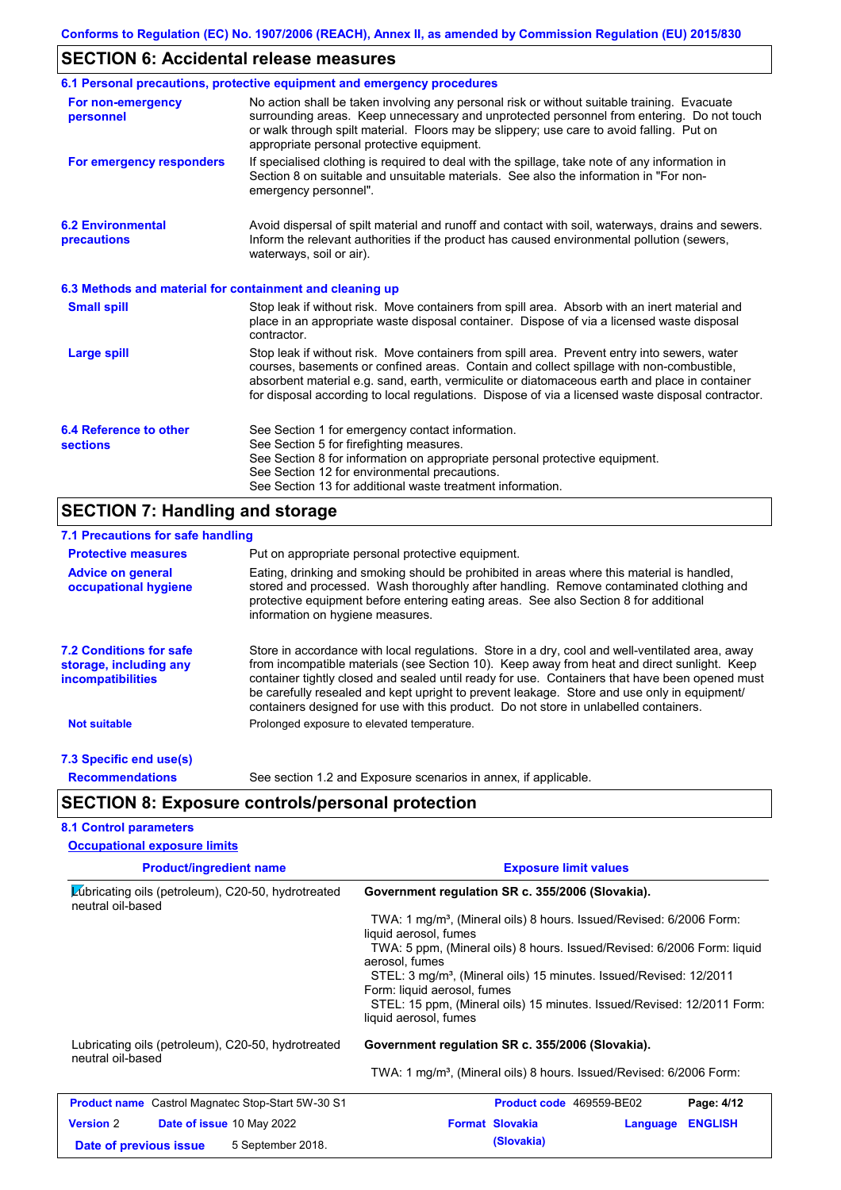## SECTION 6: Accidental release measures

### 6.1 Personal precautions, protective equipment and emergency procedures

| | |
|---|---|
| **For non-emergency personnel** | No action shall be taken involving any personal risk or without suitable training. Evacuate surrounding areas. Keep unnecessary and unprotected personnel from entering. Do not touch or walk through spilt material. Floors may be slippery; use care to avoid falling. Put on appropriate personal protective equipment. |
| **For emergency responders** | If specialised clothing is required to deal with the spillage, take note of any information in Section 8 on suitable and unsuitable materials. See also the information in "For non-emergency personnel". |

**6.2 Environmental precautions**

Avoid dispersal of spilt material and runoff and contact with soil, waterways, drains and sewers. Inform the relevant authorities if the product has caused environmental pollution (sewers, waterways, soil or air).

### 6.3 Methods and material for containment and cleaning up

| | |
|---|---|
| **Small spill** | Stop leak if without risk. Move containers from spill area. Absorb with an inert material and place in an appropriate waste disposal container. Dispose of via a licensed waste disposal contractor. |
| **Large spill** | Stop leak if without risk. Move containers from spill area. Prevent entry into sewers, water courses, basements or confined areas. Contain and collect spillage with non-combustible, absorbent material e.g. sand, earth, vermiculite or diatomaceous earth and place in container for disposal according to local regulations. Dispose of via a licensed waste disposal contractor. |

**6.4 Reference to other sections**

See Section 1 for emergency contact information.
See Section 5 for firefighting measures.
See Section 8 for information on appropriate personal protective equipment.
See Section 12 for environmental precautions.
See Section 13 for additional waste treatment information.

## SECTION 7: Handling and storage

### 7.1 Precautions for safe handling

| | |
|---|---|
| **Protective measures** | Put on appropriate personal protective equipment. |
| **Advice on general occupational hygiene** | Eating, drinking and smoking should be prohibited in areas where this material is handled, stored and processed. Wash thoroughly after handling. Remove contaminated clothing and protective equipment before entering eating areas. See also Section 8 for additional information on hygiene measures. |

**7.2 Conditions for safe storage, including any incompatibilities**

Store in accordance with local regulations. Store in a dry, cool and well-ventilated area, away from incompatible materials (see Section 10). Keep away from heat and direct sunlight. Keep container tightly closed and sealed until ready for use. Containers that have been opened must be carefully resealed and kept upright to prevent leakage. Store and use only in equipment/containers designed for use with this product. Do not store in unlabelled containers.

**Not suitable**: Prolonged exposure to elevated temperature.

### 7.3 Specific end use(s)

**Recommendations**: See section 1.2 and Exposure scenarios in annex, if applicable.

## SECTION 8: Exposure controls/personal protection

### 8.1 Control parameters

**Occupational exposure limits**

| Product/ingredient name | Exposure limit values |
|---|---|
| Lubricating oils (petroleum), C20-50, hydrotreated neutral oil-based | **Government regulation SR c. 355/2006 (Slovakia).**<br>TWA: 1 mg/m³, (Mineral oils) 8 hours. Issued/Revised: 6/2006 Form: liquid aerosol, fumes<br>TWA: 5 ppm, (Mineral oils) 8 hours. Issued/Revised: 6/2006 Form: liquid aerosol, fumes<br>STEL: 3 mg/m³, (Mineral oils) 15 minutes. Issued/Revised: 12/2011 Form: liquid aerosol, fumes<br>STEL: 15 ppm, (Mineral oils) 15 minutes. Issued/Revised: 12/2011 Form: liquid aerosol, fumes |
| Lubricating oils (petroleum), C20-50, hydrotreated neutral oil-based | **Government regulation SR c. 355/2006 (Slovakia).**<br>TWA: 1 mg/m³, (Mineral oils) 8 hours. Issued/Revised: 6/2006 Form: |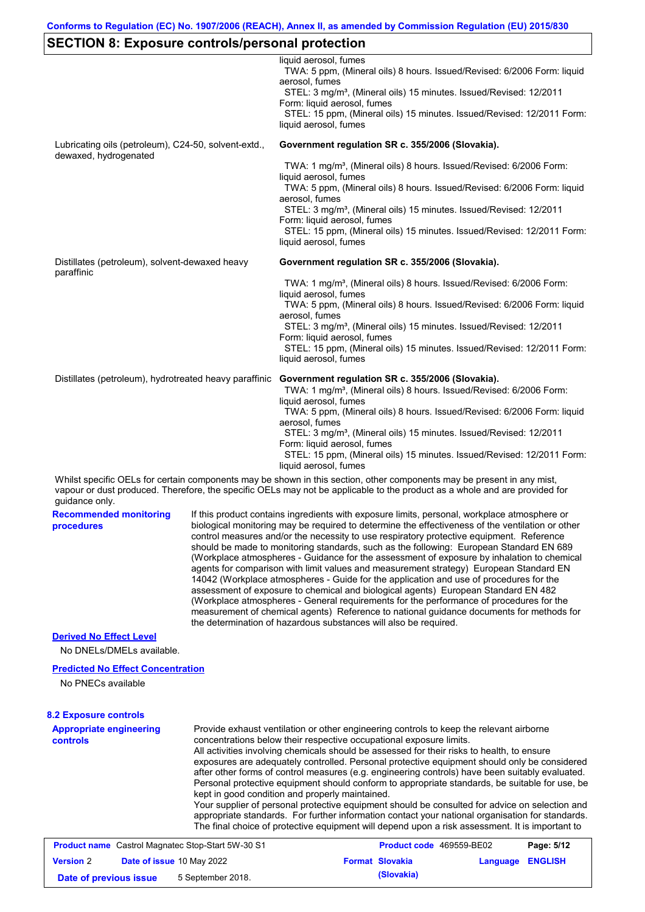## SECTION 8: Exposure controls/personal protection

| | |
|---|---|
| | liquid aerosol, fumes<br>TWA: 5 ppm, (Mineral oils) 8 hours. Issued/Revised: 6/2006 Form: liquid aerosol, fumes<br>STEL: 3 mg/m³, (Mineral oils) 15 minutes. Issued/Revised: 12/2011 Form: liquid aerosol, fumes<br>STEL: 15 ppm, (Mineral oils) 15 minutes. Issued/Revised: 12/2011 Form: liquid aerosol, fumes |
| Lubricating oils (petroleum), C24-50, solvent-extd., dewaxed, hydrogenated | **Government regulation SR c. 355/2006 (Slovakia).**<br>TWA: 1 mg/m³, (Mineral oils) 8 hours. Issued/Revised: 6/2006 Form: liquid aerosol, fumes<br>TWA: 5 ppm, (Mineral oils) 8 hours. Issued/Revised: 6/2006 Form: liquid aerosol, fumes<br>STEL: 3 mg/m³, (Mineral oils) 15 minutes. Issued/Revised: 12/2011 Form: liquid aerosol, fumes<br>STEL: 15 ppm, (Mineral oils) 15 minutes. Issued/Revised: 12/2011 Form: liquid aerosol, fumes |
| Distillates (petroleum), solvent-dewaxed heavy paraffinic | **Government regulation SR c. 355/2006 (Slovakia).**<br>TWA: 1 mg/m³, (Mineral oils) 8 hours. Issued/Revised: 6/2006 Form: liquid aerosol, fumes<br>TWA: 5 ppm, (Mineral oils) 8 hours. Issued/Revised: 6/2006 Form: liquid aerosol, fumes<br>STEL: 3 mg/m³, (Mineral oils) 15 minutes. Issued/Revised: 12/2011 Form: liquid aerosol, fumes<br>STEL: 15 ppm, (Mineral oils) 15 minutes. Issued/Revised: 12/2011 Form: liquid aerosol, fumes |
| Distillates (petroleum), hydrotreated heavy paraffinic | **Government regulation SR c. 355/2006 (Slovakia).**<br>TWA: 1 mg/m³, (Mineral oils) 8 hours. Issued/Revised: 6/2006 Form: liquid aerosol, fumes<br>TWA: 5 ppm, (Mineral oils) 8 hours. Issued/Revised: 6/2006 Form: liquid aerosol, fumes<br>STEL: 3 mg/m³, (Mineral oils) 15 minutes. Issued/Revised: 12/2011 Form: liquid aerosol, fumes<br>STEL: 15 ppm, (Mineral oils) 15 minutes. Issued/Revised: 12/2011 Form: liquid aerosol, fumes |

Whilst specific OELs for certain components may be shown in this section, other components may be present in any mist, vapour or dust produced. Therefore, the specific OELs may not be applicable to the product as a whole and are provided for guidance only.

**Recommended monitoring procedures**

If this product contains ingredients with exposure limits, personal, workplace atmosphere or biological monitoring may be required to determine the effectiveness of the ventilation or other control measures and/or the necessity to use respiratory protective equipment. Reference should be made to monitoring standards, such as the following: European Standard EN 689 (Workplace atmospheres - Guidance for the assessment of exposure by inhalation to chemical agents for comparison with limit values and measurement strategy) European Standard EN 14042 (Workplace atmospheres - Guide for the application and use of procedures for the assessment of exposure to chemical and biological agents) European Standard EN 482 (Workplace atmospheres - General requirements for the performance of procedures for the measurement of chemical agents) Reference to national guidance documents for methods for the determination of hazardous substances will also be required.

**Derived No Effect Level**

No DNELs/DMELs available.

**Predicted No Effect Concentration**

No PNECs available

### 8.2 Exposure controls

**Appropriate engineering controls**

Provide exhaust ventilation or other engineering controls to keep the relevant airborne concentrations below their respective occupational exposure limits.
All activities involving chemicals should be assessed for their risks to health, to ensure exposures are adequately controlled. Personal protective equipment should only be considered after other forms of control measures (e.g. engineering controls) have been suitably evaluated. Personal protective equipment should conform to appropriate standards, be suitable for use, be kept in good condition and properly maintained.
Your supplier of personal protective equipment should be consulted for advice on selection and appropriate standards. For further information contact your national organisation for standards.
The final choice of protective equipment will depend upon a risk assessment. It is important to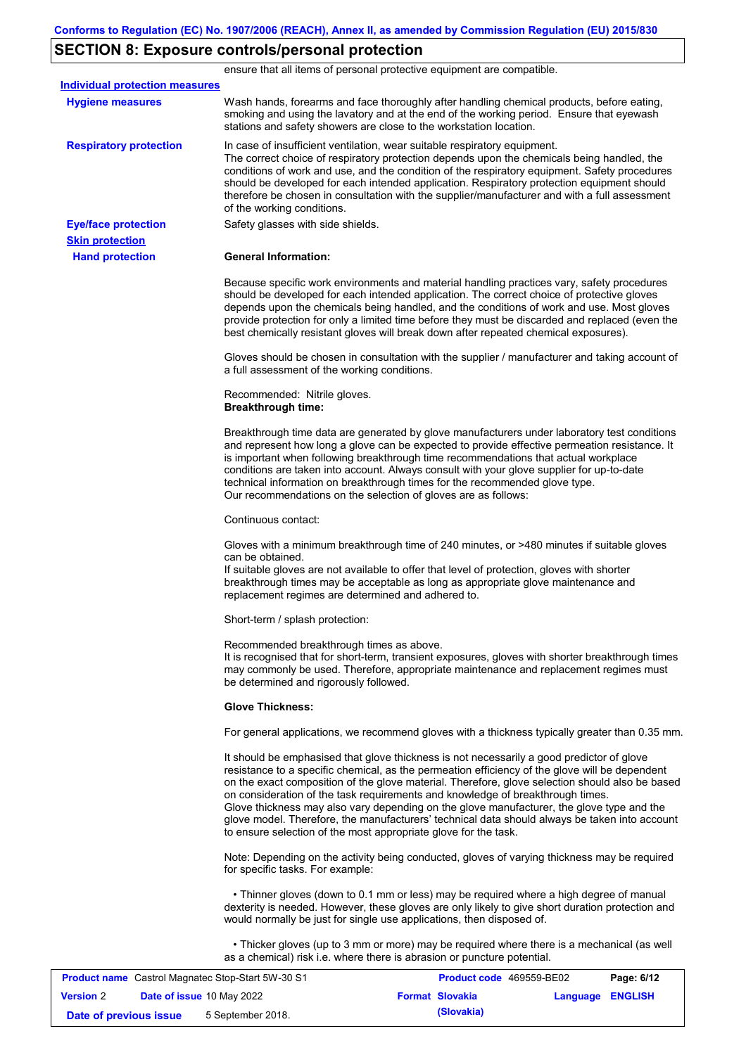## SECTION 8: Exposure controls/personal protection

ensure that all items of personal protective equipment are compatible.

**Individual protection measures**

**Hygiene measures**

Wash hands, forearms and face thoroughly after handling chemical products, before eating, smoking and using the lavatory and at the end of the working period. Ensure that eyewash stations and safety showers are close to the workstation location.

**Respiratory protection**

In case of insufficient ventilation, wear suitable respiratory equipment.
The correct choice of respiratory protection depends upon the chemicals being handled, the conditions of work and use, and the condition of the respiratory equipment. Safety procedures should be developed for each intended application. Respiratory protection equipment should therefore be chosen in consultation with the supplier/manufacturer and with a full assessment of the working conditions.

**Eye/face protection**

Safety glasses with side shields.

**Skin protection**

**Hand protection**

**General Information:**

Because specific work environments and material handling practices vary, safety procedures should be developed for each intended application. The correct choice of protective gloves depends upon the chemicals being handled, and the conditions of work and use. Most gloves provide protection for only a limited time before they must be discarded and replaced (even the best chemically resistant gloves will break down after repeated chemical exposures).

Gloves should be chosen in consultation with the supplier / manufacturer and taking account of a full assessment of the working conditions.

Recommended: Nitrile gloves.
**Breakthrough time:**

Breakthrough time data are generated by glove manufacturers under laboratory test conditions and represent how long a glove can be expected to provide effective permeation resistance. It is important when following breakthrough time recommendations that actual workplace conditions are taken into account. Always consult with your glove supplier for up-to-date technical information on breakthrough times for the recommended glove type.
Our recommendations on the selection of gloves are as follows:

Continuous contact:

Gloves with a minimum breakthrough time of 240 minutes, or >480 minutes if suitable gloves can be obtained.
If suitable gloves are not available to offer that level of protection, gloves with shorter breakthrough times may be acceptable as long as appropriate glove maintenance and replacement regimes are determined and adhered to.

Short-term / splash protection:

Recommended breakthrough times as above.
It is recognised that for short-term, transient exposures, gloves with shorter breakthrough times may commonly be used. Therefore, appropriate maintenance and replacement regimes must be determined and rigorously followed.

**Glove Thickness:**

For general applications, we recommend gloves with a thickness typically greater than 0.35 mm.

It should be emphasised that glove thickness is not necessarily a good predictor of glove resistance to a specific chemical, as the permeation efficiency of the glove will be dependent on the exact composition of the glove material. Therefore, glove selection should also be based on consideration of the task requirements and knowledge of breakthrough times.
Glove thickness may also vary depending on the glove manufacturer, the glove type and the glove model. Therefore, the manufacturers' technical data should always be taken into account to ensure selection of the most appropriate glove for the task.

Note: Depending on the activity being conducted, gloves of varying thickness may be required for specific tasks. For example:

- Thinner gloves (down to 0.1 mm or less) may be required where a high degree of manual dexterity is needed. However, these gloves are only likely to give short duration protection and would normally be just for single use applications, then disposed of.

- Thicker gloves (up to 3 mm or more) may be required where there is a mechanical (as well as a chemical) risk i.e. where there is abrasion or puncture potential.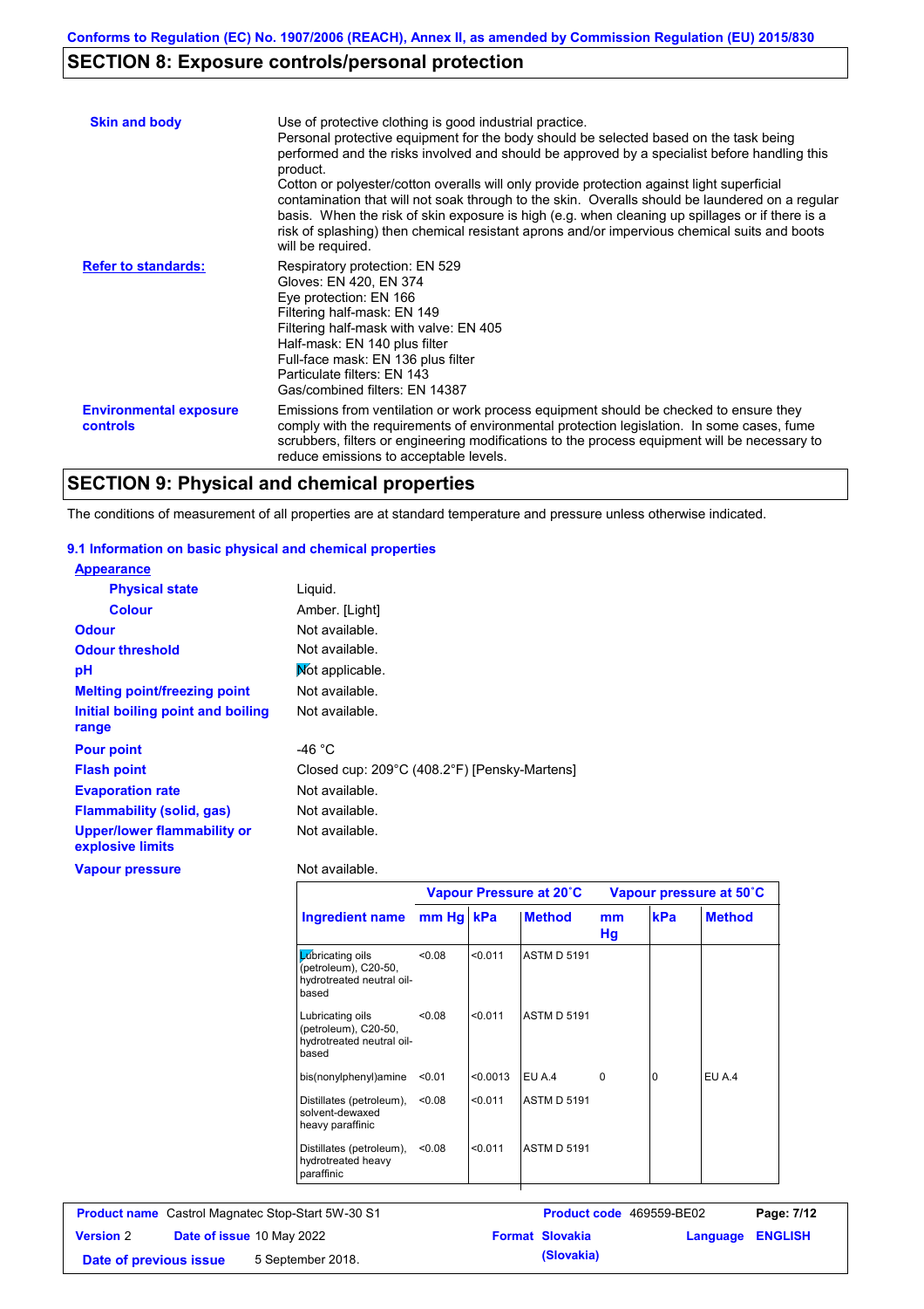## SECTION 8: Exposure controls/personal protection

**Skin and body**

Use of protective clothing is good industrial practice.
Personal protective equipment for the body should be selected based on the task being performed and the risks involved and should be approved by a specialist before handling this product.
Cotton or polyester/cotton overalls will only provide protection against light superficial contamination that will not soak through to the skin. Overalls should be laundered on a regular basis. When the risk of skin exposure is high (e.g. when cleaning up spillages or if there is a risk of splashing) then chemical resistant aprons and/or impervious chemical suits and boots will be required.

**Refer to standards:**

Respiratory protection: EN 529
Gloves: EN 420, EN 374
Eye protection: EN 166
Filtering half-mask: EN 149
Filtering half-mask with valve: EN 405
Half-mask: EN 140 plus filter
Full-face mask: EN 136 plus filter
Particulate filters: EN 143
Gas/combined filters: EN 14387

**Environmental exposure controls**

Emissions from ventilation or work process equipment should be checked to ensure they comply with the requirements of environmental protection legislation. In some cases, fume scrubbers, filters or engineering modifications to the process equipment will be necessary to reduce emissions to acceptable levels.

## SECTION 9: Physical and chemical properties

The conditions of measurement of all properties are at standard temperature and pressure unless otherwise indicated.

### 9.1 Information on basic physical and chemical properties

**Appearance**

| | |
|---|---|
| **Physical state** | Liquid. |
| **Colour** | Amber. [Light] |
| **Odour** | Not available. |
| **Odour threshold** | Not available. |
| **pH** | Not applicable. |
| **Melting point/freezing point** | Not available. |
| **Initial boiling point and boiling range** | Not available. |
| **Pour point** | -46 °C |
| **Flash point** | Closed cup: 209°C (408.2°F) [Pensky-Martens] |
| **Evaporation rate** | Not available. |
| **Flammability (solid, gas)** | Not available. |
| **Upper/lower flammability or explosive limits** | Not available. |
| **Vapour pressure** | Not available. |

| | Vapour Pressure at 20˚C | | | Vapour pressure at 50˚C | | |
|---|---|---|---|---|---|---|
| **Ingredient name** | **mm Hg** | **kPa** | **Method** | **mm Hg** | **kPa** | **Method** |
| Lubricating oils (petroleum), C20-50, hydrotreated neutral oil-based | <0.08 | <0.011 | ASTM D 5191 | | | |
| Lubricating oils (petroleum), C20-50, hydrotreated neutral oil-based | <0.08 | <0.011 | ASTM D 5191 | | | |
| bis(nonylphenyl)amine | <0.01 | <0.0013 | EU A.4 | 0 | 0 | EU A.4 |
| Distillates (petroleum), solvent-dewaxed heavy paraffinic | <0.08 | <0.011 | ASTM D 5191 | | | |
| Distillates (petroleum), hydrotreated heavy paraffinic | <0.08 | <0.011 | ASTM D 5191 | | | |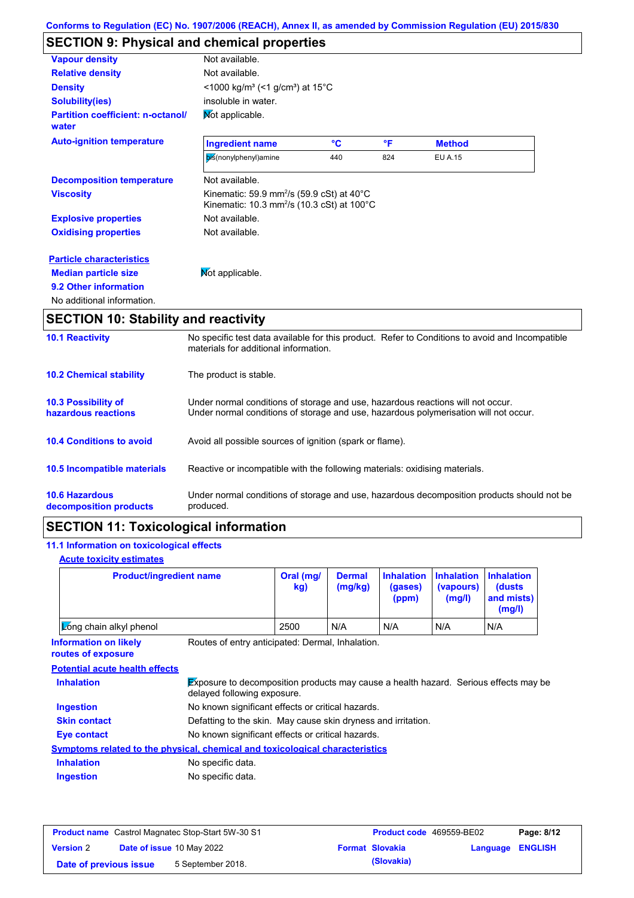## SECTION 9: Physical and chemical properties

**Vapour density** Not available.

**Relative density** Not available.

**Density** <1000 kg/m³ (<1 g/cm³) at 15°C

**Solubility(ies)** insoluble in water.

**Partition coefficient: n-octanol/ water** Not applicable.

**Auto-ignition temperature**

| Ingredient name | °C | °F | Method |
|---|---|---|---|
| bis(nonylphenyl)amine | 440 | 824 | EU A.15 |

**Decomposition temperature** Not available.

**Viscosity** Kinematic: 59.9 mm²/s (59.9 cSt) at 40°C
Kinematic: 10.3 mm²/s (10.3 cSt) at 100°C

**Explosive properties** Not available.

**Oxidising properties** Not available.

**Particle characteristics**

**Median particle size** Not applicable.

**9.2 Other information**

No additional information.

## SECTION 10: Stability and reactivity

**10.1 Reactivity** No specific test data available for this product. Refer to Conditions to avoid and Incompatible materials for additional information.

**10.2 Chemical stability** The product is stable.

**10.3 Possibility of hazardous reactions** Under normal conditions of storage and use, hazardous reactions will not occur.
Under normal conditions of storage and use, hazardous polymerisation will not occur.

**10.4 Conditions to avoid** Avoid all possible sources of ignition (spark or flame).

**10.5 Incompatible materials** Reactive or incompatible with the following materials: oxidising materials.

**10.6 Hazardous decomposition products** Under normal conditions of storage and use, hazardous decomposition products should not be produced.

## SECTION 11: Toxicological information

**11.1 Information on toxicological effects**

**Acute toxicity estimates**

| Product/ingredient name | Oral (mg/kg) | Dermal (mg/kg) | Inhalation (gases) (ppm) | Inhalation (vapours) (mg/l) | Inhalation (dusts and mists) (mg/l) |
|---|---|---|---|---|---|
| Long chain alkyl phenol | 2500 | N/A | N/A | N/A | N/A |

**Information on likely routes of exposure** Routes of entry anticipated: Dermal, Inhalation.

**Potential acute health effects**

**Inhalation** Exposure to decomposition products may cause a health hazard. Serious effects may be delayed following exposure.

**Ingestion** No known significant effects or critical hazards.

**Skin contact** Defatting to the skin. May cause skin dryness and irritation.

**Eye contact** No known significant effects or critical hazards.

**Symptoms related to the physical, chemical and toxicological characteristics**

**Inhalation** No specific data.

**Ingestion** No specific data.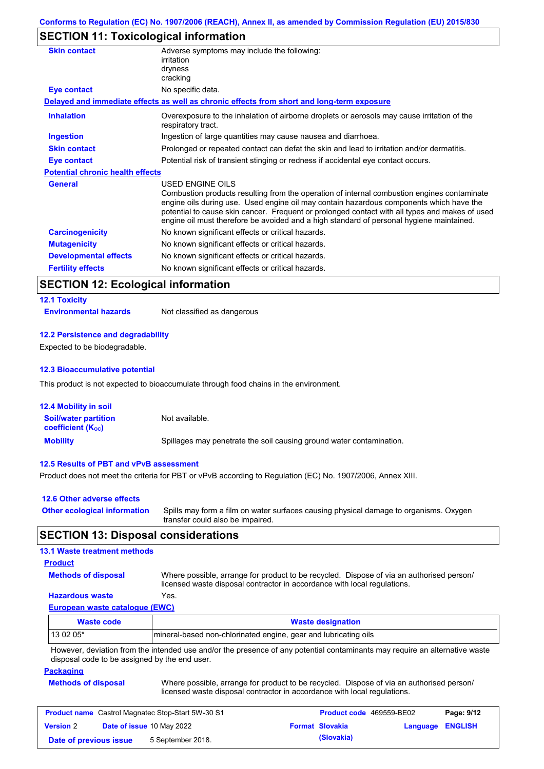Conforms to Regulation (EC) No. 1907/2006 (REACH), Annex II, as amended by Commission Regulation (EU) 2015/830

## SECTION 11: Toxicological information

**Skin contact**: Adverse symptoms may include the following:
irritation
dryness
cracking

**Eye contact**: No specific data.

**Delayed and immediate effects as well as chronic effects from short and long-term exposure**

**Inhalation**: Overexposure to the inhalation of airborne droplets or aerosols may cause irritation of the respiratory tract.

**Ingestion**: Ingestion of large quantities may cause nausea and diarrhoea.

**Skin contact**: Prolonged or repeated contact can defat the skin and lead to irritation and/or dermatitis.

**Eye contact**: Potential risk of transient stinging or redness if accidental eye contact occurs.

**Potential chronic health effects**

**General**: USED ENGINE OILS
Combustion products resulting from the operation of internal combustion engines contaminate engine oils during use. Used engine oil may contain hazardous components which have the potential to cause skin cancer. Frequent or prolonged contact with all types and makes of used engine oil must therefore be avoided and a high standard of personal hygiene maintained.

**Carcinogenicity**: No known significant effects or critical hazards.

**Mutagenicity**: No known significant effects or critical hazards.

**Developmental effects**: No known significant effects or critical hazards.

**Fertility effects**: No known significant effects or critical hazards.

## SECTION 12: Ecological information

### 12.1 Toxicity

**Environmental hazards**: Not classified as dangerous

### 12.2 Persistence and degradability

Expected to be biodegradable.

### 12.3 Bioaccumulative potential

This product is not expected to bioaccumulate through food chains in the environment.

### 12.4 Mobility in soil

**Soil/water partition coefficient ($K_{OC}$)**: Not available.

**Mobility**: Spillages may penetrate the soil causing ground water contamination.

### 12.5 Results of PBT and vPvB assessment

Product does not meet the criteria for PBT or vPvB according to Regulation (EC) No. 1907/2006, Annex XIII.

### 12.6 Other adverse effects

**Other ecological information**: Spills may form a film on water surfaces causing physical damage to organisms. Oxygen transfer could also be impaired.

## SECTION 13: Disposal considerations

### 13.1 Waste treatment methods

**Product**

**Methods of disposal**: Where possible, arrange for product to be recycled. Dispose of via an authorised person/ licensed waste disposal contractor in accordance with local regulations.

**Hazardous waste**: Yes.

**European waste catalogue (EWC)**

| Waste code | Waste designation |
|---|---|
| 13 02 05* | mineral-based non-chlorinated engine, gear and lubricating oils |

However, deviation from the intended use and/or the presence of any potential contaminants may require an alternative waste disposal code to be assigned by the end user.

**Packaging**

**Methods of disposal**: Where possible, arrange for product to be recycled. Dispose of via an authorised person/ licensed waste disposal contractor in accordance with local regulations.

| Product name | Castrol Magnatec Stop-Start 5W-30 S1 | Product code | 469559-BE02 | Page: 9/12 |
|---|---|---|---|---|
| Version 2 | Date of issue 10 May 2022 | Format Slovakia (Slovakia) | Language ENGLISH | |
| Date of previous issue | 5 September 2018. | | | |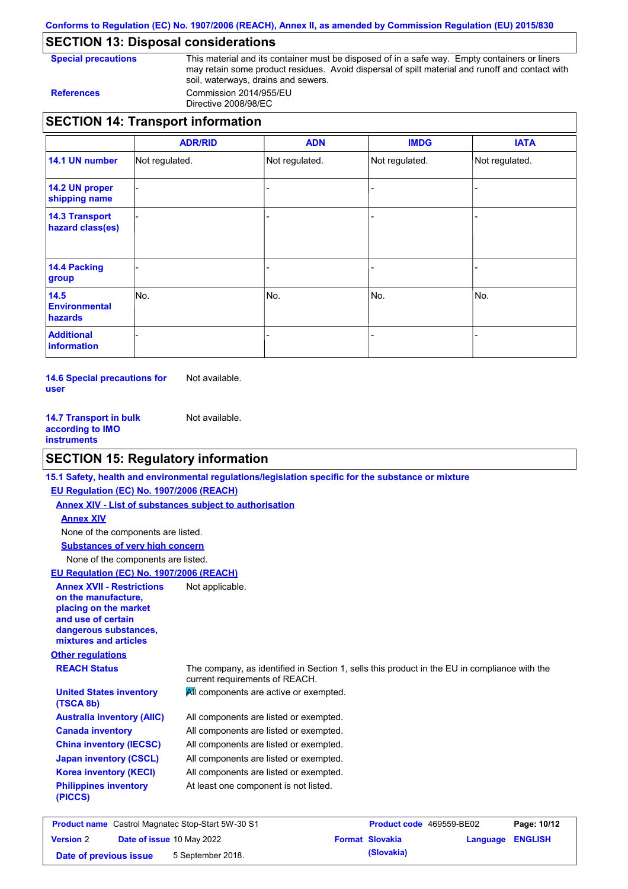Conforms to Regulation (EC) No. 1907/2006 (REACH), Annex II, as amended by Commission Regulation (EU) 2015/830

## SECTION 13: Disposal considerations

**Special precautions** This material and its container must be disposed of in a safe way. Empty containers or liners may retain some product residues. Avoid dispersal of spilt material and runoff and contact with soil, waterways, drains and sewers.

**References** Commission 2014/955/EU
Directive 2008/98/EC

## SECTION 14: Transport information

| | ADR/RID | ADN | IMDG | IATA |
|---|---|---|---|---|
| **14.1 UN number** | Not regulated. | Not regulated. | Not regulated. | Not regulated. |
| **14.2 UN proper shipping name** | - | - | - | - |
| **14.3 Transport hazard class(es)** | - | - | - | - |
| **14.4 Packing group** | - | - | - | - |
| **14.5 Environmental hazards** | No. | No. | No. | No. |
| **Additional information** | - | - | - | - |

**14.6 Special precautions for user** Not available.

**14.7 Transport in bulk according to IMO instruments** Not available.

## SECTION 15: Regulatory information

**15.1 Safety, health and environmental regulations/legislation specific for the substance or mixture**

**EU Regulation (EC) No. 1907/2006 (REACH)**

**Annex XIV - List of substances subject to authorisation**

**Annex XIV**

None of the components are listed.

**Substances of very high concern**

None of the components are listed.

**EU Regulation (EC) No. 1907/2006 (REACH)**

**Annex XVII - Restrictions on the manufacture, placing on the market and use of certain dangerous substances, mixtures and articles** Not applicable.

**Other regulations**

**REACH Status** The company, as identified in Section 1, sells this product in the EU in compliance with the current requirements of REACH.

**United States inventory (TSCA 8b)** All components are active or exempted.

**Australia inventory (AIIC)** All components are listed or exempted.

**Canada inventory** All components are listed or exempted.

**China inventory (IECSC)** All components are listed or exempted.

**Japan inventory (CSCL)** All components are listed or exempted.

**Korea inventory (KECI)** All components are listed or exempted.

**Philippines inventory (PICCS)** At least one component is not listed.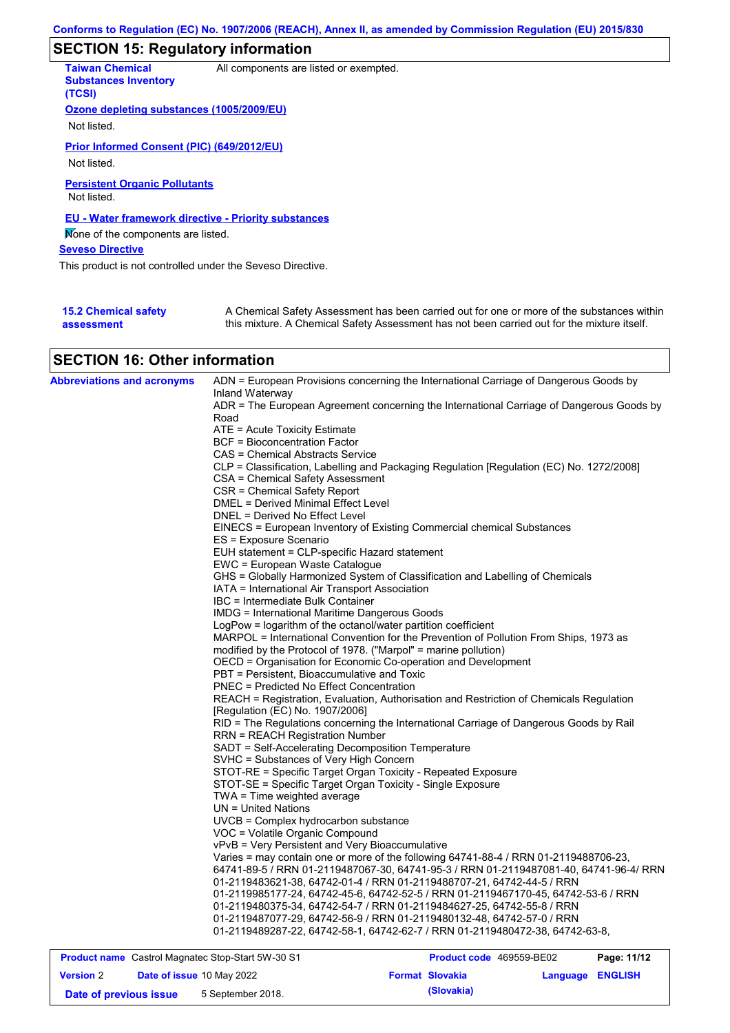## SECTION 15: Regulatory information

**Taiwan Chemical Substances Inventory (TCSI)**: All components are listed or exempted.

**Ozone depleting substances (1005/2009/EU)**

Not listed.

**Prior Informed Consent (PIC) (649/2012/EU)**

Not listed.

**Persistent Organic Pollutants**

Not listed.

**EU - Water framework directive - Priority substances**

None of the components are listed.

**Seveso Directive**

This product is not controlled under the Seveso Directive.

**15.2 Chemical safety assessment**: A Chemical Safety Assessment has been carried out for one or more of the substances within this mixture. A Chemical Safety Assessment has not been carried out for the mixture itself.

## SECTION 16: Other information

**Abbreviations and acronyms**

ADN = European Provisions concerning the International Carriage of Dangerous Goods by Inland Waterway
ADR = The European Agreement concerning the International Carriage of Dangerous Goods by Road
ATE = Acute Toxicity Estimate
BCF = Bioconcentration Factor
CAS = Chemical Abstracts Service
CLP = Classification, Labelling and Packaging Regulation [Regulation (EC) No. 1272/2008]
CSA = Chemical Safety Assessment
CSR = Chemical Safety Report
DMEL = Derived Minimal Effect Level
DNEL = Derived No Effect Level
EINECS = European Inventory of Existing Commercial chemical Substances
ES = Exposure Scenario
EUH statement = CLP-specific Hazard statement
EWC = European Waste Catalogue
GHS = Globally Harmonized System of Classification and Labelling of Chemicals
IATA = International Air Transport Association
IBC = Intermediate Bulk Container
IMDG = International Maritime Dangerous Goods
LogPow = logarithm of the octanol/water partition coefficient
MARPOL = International Convention for the Prevention of Pollution From Ships, 1973 as modified by the Protocol of 1978. ("Marpol" = marine pollution)
OECD = Organisation for Economic Co-operation and Development
PBT = Persistent, Bioaccumulative and Toxic
PNEC = Predicted No Effect Concentration
REACH = Registration, Evaluation, Authorisation and Restriction of Chemicals Regulation [Regulation (EC) No. 1907/2006]
RID = The Regulations concerning the International Carriage of Dangerous Goods by Rail
RRN = REACH Registration Number
SADT = Self-Accelerating Decomposition Temperature
SVHC = Substances of Very High Concern
STOT-RE = Specific Target Organ Toxicity - Repeated Exposure
STOT-SE = Specific Target Organ Toxicity - Single Exposure
TWA = Time weighted average
UN = United Nations
UVCB = Complex hydrocarbon substance
VOC = Volatile Organic Compound
vPvB = Very Persistent and Very Bioaccumulative
Varies = may contain one or more of the following 64741-88-4 / RRN 01-2119488706-23, 64741-89-5 / RRN 01-2119487067-30, 64741-95-3 / RRN 01-2119487081-40, 64741-96-4/ RRN 01-2119483621-38, 64742-01-4 / RRN 01-2119488707-21, 64742-44-5 / RRN 01-2119985177-24, 64742-45-6, 64742-52-5 / RRN 01-2119467170-45, 64742-53-6 / RRN 01-2119480375-34, 64742-54-7 / RRN 01-2119484627-25, 64742-55-8 / RRN 01-2119487077-29, 64742-56-9 / RRN 01-2119480132-48, 64742-57-0 / RRN 01-2119489287-22, 64742-58-1, 64742-62-7 / RRN 01-2119480472-38, 64742-63-8,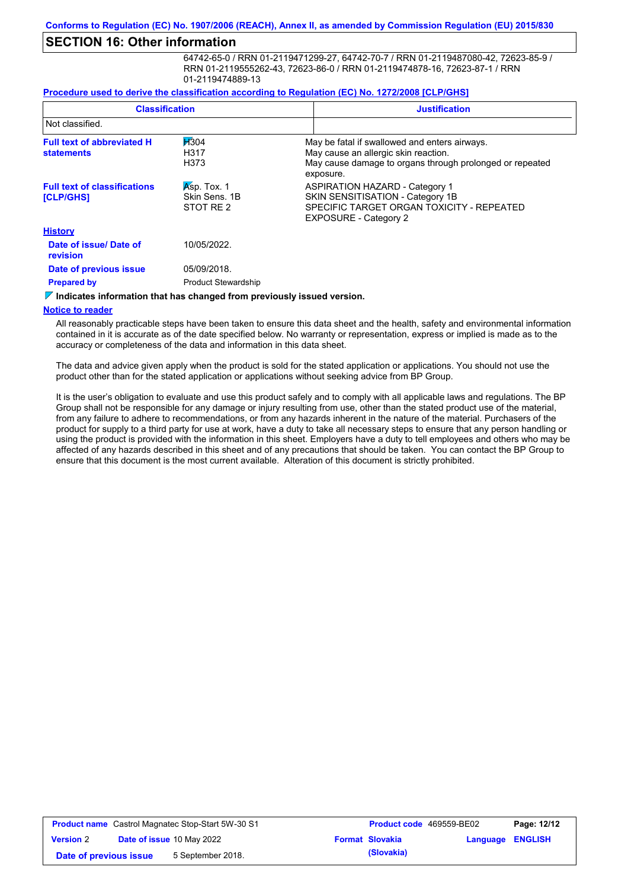## SECTION 16: Other information

64742-65-0 / RRN 01-2119471299-27, 64742-70-7 / RRN 01-2119487080-42, 72623-85-9 / RRN 01-2119555262-43, 72623-86-0 / RRN 01-2119474878-16, 72623-87-1 / RRN 01-2119474889-13

**Procedure used to derive the classification according to Regulation (EC) No. 1272/2008 [CLP/GHS]**

| Classification | Justification |
|---|---|
| Not classified. | |

| | | |
|---|---|---|
| **Full text of abbreviated H statements** | H304<br>H317<br>H373 | May be fatal if swallowed and enters airways.<br>May cause an allergic skin reaction.<br>May cause damage to organs through prolonged or repeated exposure. |
| **Full text of classifications [CLP/GHS]** | Asp. Tox. 1<br>Skin Sens. 1B<br>STOT RE 2 | ASPIRATION HAZARD - Category 1<br>SKIN SENSITISATION - Category 1B<br>SPECIFIC TARGET ORGAN TOXICITY - REPEATED EXPOSURE - Category 2 |

**History**

| | |
|---|---|
| **Date of issue/ Date of revision** | 10/05/2022. |
| **Date of previous issue** | 05/09/2018. |
| **Prepared by** | Product Stewardship |

**Indicates information that has changed from previously issued version.**

**Notice to reader**

All reasonably practicable steps have been taken to ensure this data sheet and the health, safety and environmental information contained in it is accurate as of the date specified below. No warranty or representation, express or implied is made as to the accuracy or completeness of the data and information in this data sheet.

The data and advice given apply when the product is sold for the stated application or applications. You should not use the product other than for the stated application or applications without seeking advice from BP Group.

It is the user's obligation to evaluate and use this product safely and to comply with all applicable laws and regulations. The BP Group shall not be responsible for any damage or injury resulting from use, other than the stated product use of the material, from any failure to adhere to recommendations, or from any hazards inherent in the nature of the material. Purchasers of the product for supply to a third party for use at work, have a duty to take all necessary steps to ensure that any person handling or using the product is provided with the information in this sheet. Employers have a duty to tell employees and others who may be affected of any hazards described in this sheet and of any precautions that should be taken. You can contact the BP Group to ensure that this document is the most current available. Alteration of this document is strictly prohibited.